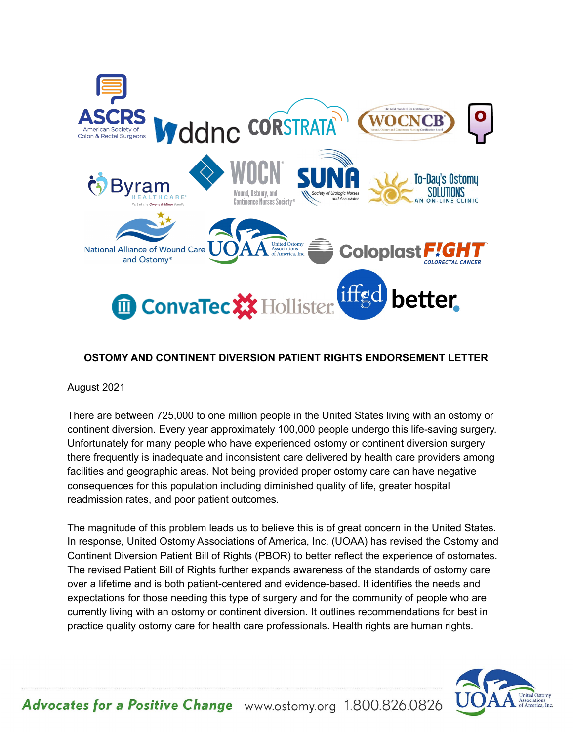**OSTOMY AND CONTINENT DIVERSION PATIENT RIGHTS ENDORSEMENT LETTER**

August 2021

There are between 725,000 to one million people in the United States living with an ostomy or continent diversion. Every year approximately 100,000 people undergo this life-saving surgery. Unfortunately for many people who have experienced ostomy or continent diversion surgery there frequently is inadequate and inconsistent care delivered by health care providers among facilities and geographic areas. Not being provided proper ostomy care can have negative consequences for this population including diminished quality of life, greater hospital readmission rates, and poor patient outcomes.

The magnitude of this problem leads us to believe this is of great concern in the United States. In response, United Ostomy Associations of America, Inc. (UOAA) has revised the Ostomy and Continent Diversion Patient Bill of Rights (PBOR) to better reflect the experience of ostomates. The revised Patient Bill of Rights further expands awareness of the standards of ostomy care over a lifetime and is both patient-centered and evidence-based. It identifies the needs and expectations for those needing this type of surgery and for the community of people who are currently living with an ostomy or continent diversion. It outlines recommendations for best in practice quality ostomy care for health care professionals. Health rights are human rights.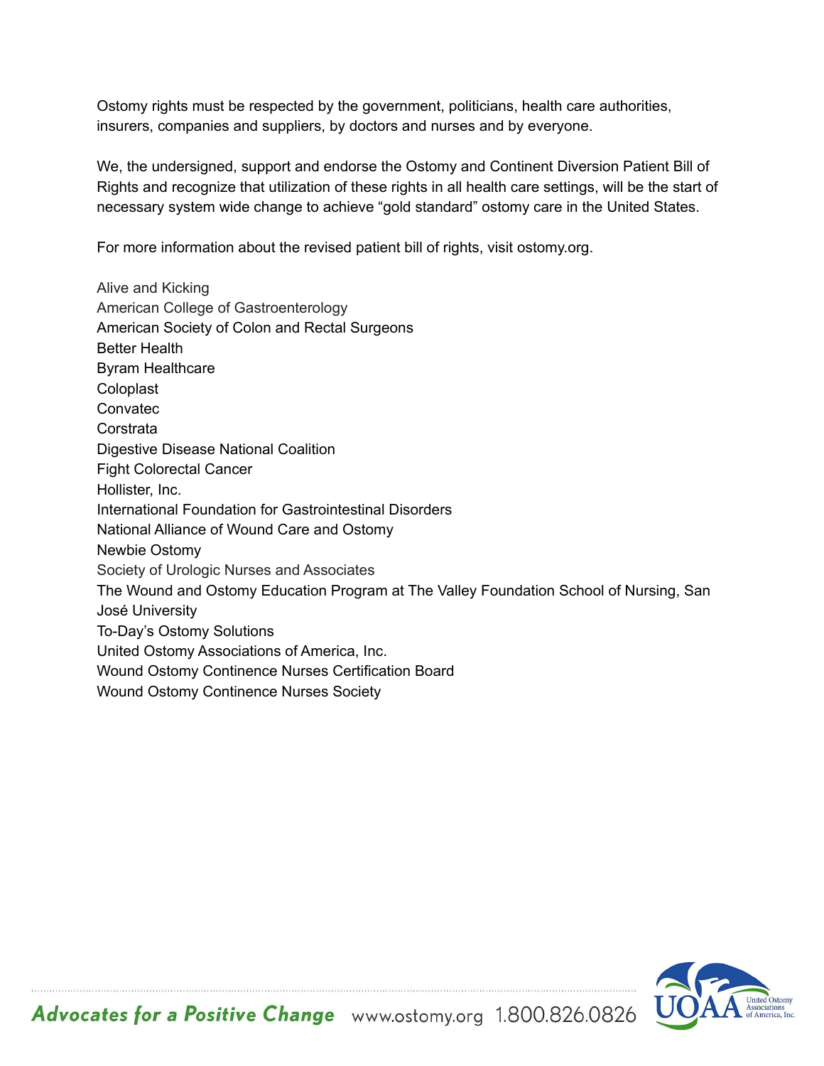Ostomy rights must be respected by the government, politicians, health care authorities, insurers, companies and suppliers, by doctors and nurses and by everyone.

We, the undersigned, support and endorse the Ostomy and Continent Diversion Patient Bill of Rights and recognize that utilization of these rights in all health care settings, will be the start of necessary system wide change to achieve "gold standard" ostomy care in the United States.

For more information about the revised patient bill of rights, visit ostomy.org.

Alive and Kicking
American College of Gastroenterology
American Society of Colon and Rectal Surgeons
Better Health
Byram Healthcare
Coloplast
Convatec
Corstrata
Digestive Disease National Coalition
Fight Colorectal Cancer
Hollister, Inc.
International Foundation for Gastrointestinal Disorders
National Alliance of Wound Care and Ostomy
Newbie Ostomy
Society of Urologic Nurses and Associates
The Wound and Ostomy Education Program at The Valley Foundation School of Nursing, San José University
To-Day's Ostomy Solutions
United Ostomy Associations of America, Inc.
Wound Ostomy Continence Nurses Certification Board
Wound Ostomy Continence Nurses Society

*Advocates for a Positive Change* www.ostomy.org 1.800.826.0826

UOAA United Ostomy Associations of America, Inc.